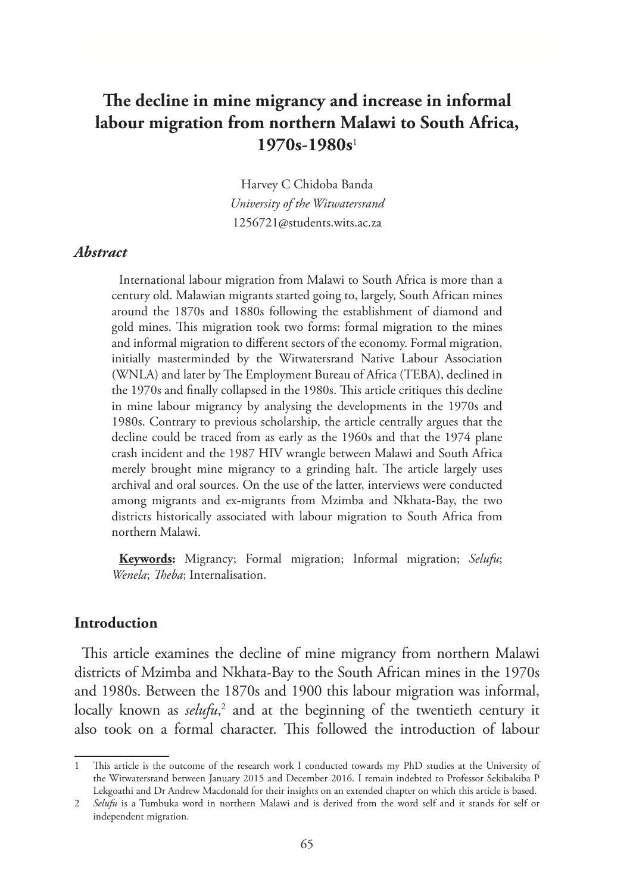# The decline in mine migrancy and increase in informal labour migration from northern Malawi to South Africa, 1970s-1980s[1]

Harvey C Chidoba Banda
*University of the Witwatersrand*
1256721@students.wits.ac.za

### *Abstract*

International labour migration from Malawi to South Africa is more than a century old. Malawian migrants started going to, largely, South African mines around the 1870s and 1880s following the establishment of diamond and gold mines. This migration took two forms: formal migration to the mines and informal migration to different sectors of the economy. Formal migration, initially masterminded by the Witwatersrand Native Labour Association (WNLA) and later by The Employment Bureau of Africa (TEBA), declined in the 1970s and finally collapsed in the 1980s. This article critiques this decline in mine labour migrancy by analysing the developments in the 1970s and 1980s. Contrary to previous scholarship, the article centrally argues that the decline could be traced from as early as the 1960s and that the 1974 plane crash incident and the 1987 HIV wrangle between Malawi and South Africa merely brought mine migrancy to a grinding halt. The article largely uses archival and oral sources. On the use of the latter, interviews were conducted among migrants and ex-migrants from Mzimba and Nkhata-Bay, the two districts historically associated with labour migration to South Africa from northern Malawi.

**Keywords:** Migrancy; Formal migration; Informal migration; *Selufu*; *Wenela*; *Theba*; Internalisation.

## Introduction

This article examines the decline of mine migrancy from northern Malawi districts of Mzimba and Nkhata-Bay to the South African mines in the 1970s and 1980s. Between the 1870s and 1900 this labour migration was informal, locally known as *selufu*,[2] and at the beginning of the twentieth century it also took on a formal character. This followed the introduction of labour

---

1 This article is the outcome of the research work I conducted towards my PhD studies at the University of the Witwatersrand between January 2015 and December 2016. I remain indebted to Professor Sekibakiba P Lekgoathi and Dr Andrew Macdonald for their insights on an extended chapter on which this article is based.

2 *Selufu* is a Tumbuka word in northern Malawi and is derived from the word self and it stands for self or independent migration.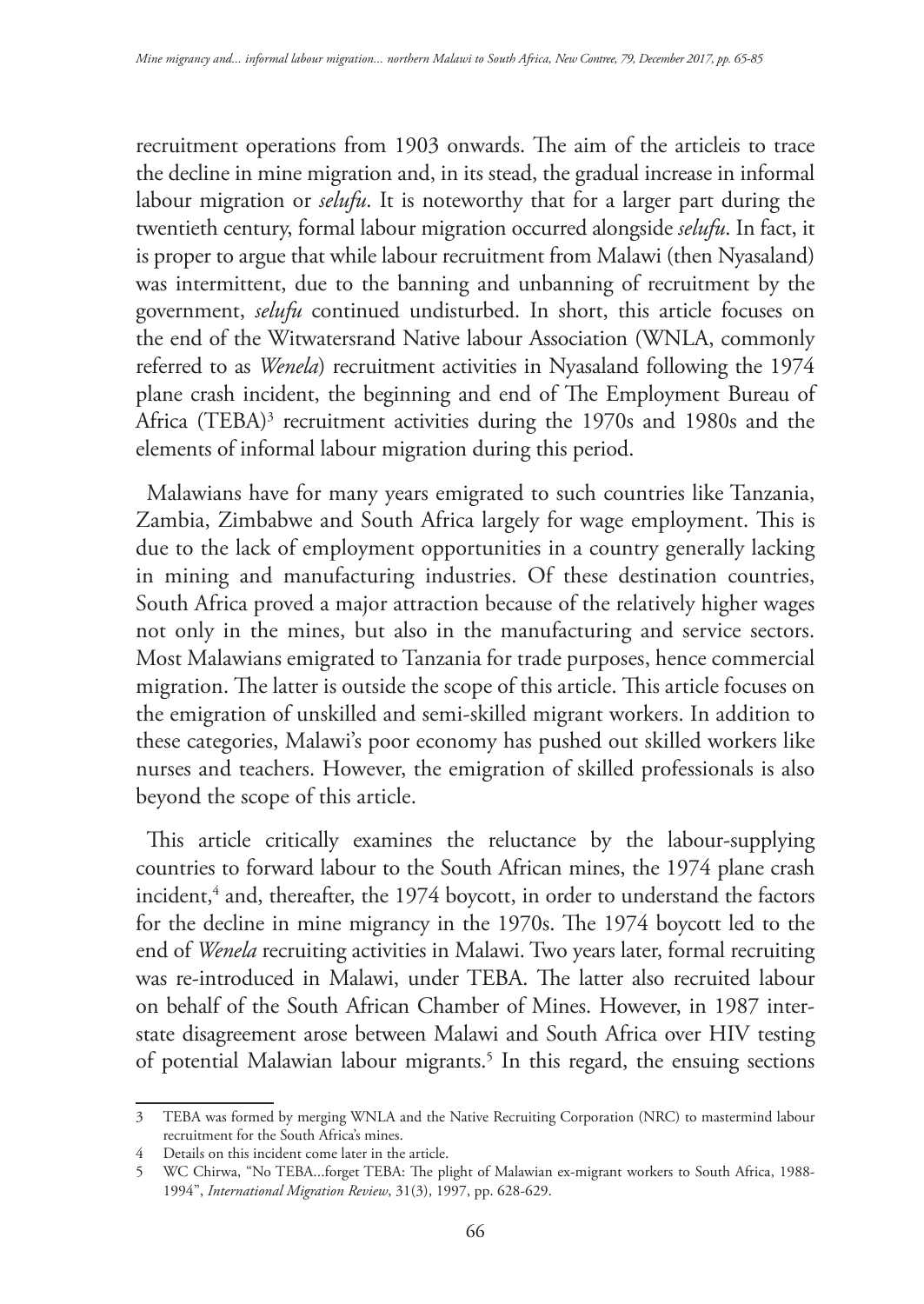recruitment operations from 1903 onwards. The aim of the articleis to trace the decline in mine migration and, in its stead, the gradual increase in informal labour migration or *selufu*. It is noteworthy that for a larger part during the twentieth century, formal labour migration occurred alongside *selufu*. In fact, it is proper to argue that while labour recruitment from Malawi (then Nyasaland) was intermittent, due to the banning and unbanning of recruitment by the government, *selufu* continued undisturbed. In short, this article focuses on the end of the Witwatersrand Native labour Association (WNLA, commonly referred to as *Wenela*) recruitment activities in Nyasaland following the 1974 plane crash incident, the beginning and end of The Employment Bureau of Africa (TEBA)[3] recruitment activities during the 1970s and 1980s and the elements of informal labour migration during this period.

Malawians have for many years emigrated to such countries like Tanzania, Zambia, Zimbabwe and South Africa largely for wage employment. This is due to the lack of employment opportunities in a country generally lacking in mining and manufacturing industries. Of these destination countries, South Africa proved a major attraction because of the relatively higher wages not only in the mines, but also in the manufacturing and service sectors. Most Malawians emigrated to Tanzania for trade purposes, hence commercial migration. The latter is outside the scope of this article. This article focuses on the emigration of unskilled and semi-skilled migrant workers. In addition to these categories, Malawi's poor economy has pushed out skilled workers like nurses and teachers. However, the emigration of skilled professionals is also beyond the scope of this article.

This article critically examines the reluctance by the labour-supplying countries to forward labour to the South African mines, the 1974 plane crash incident,[4] and, thereafter, the 1974 boycott, in order to understand the factors for the decline in mine migrancy in the 1970s. The 1974 boycott led to the end of *Wenela* recruiting activities in Malawi. Two years later, formal recruiting was re-introduced in Malawi, under TEBA. The latter also recruited labour on behalf of the South African Chamber of Mines. However, in 1987 inter-state disagreement arose between Malawi and South Africa over HIV testing of potential Malawian labour migrants.[5] In this regard, the ensuing sections

3 TEBA was formed by merging WNLA and the Native Recruiting Corporation (NRC) to mastermind labour recruitment for the South Africa's mines.

4 Details on this incident come later in the article.

5 WC Chirwa, "No TEBA...forget TEBA: The plight of Malawian ex-migrant workers to South Africa, 1988-1994", *International Migration Review*, 31(3), 1997, pp. 628-629.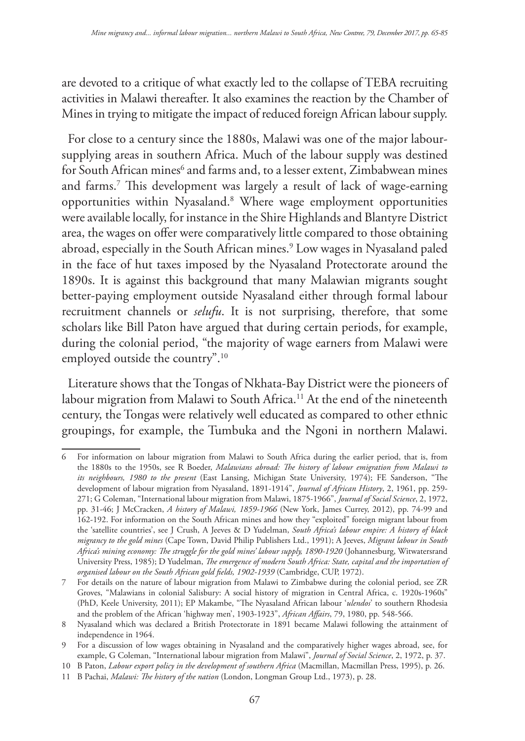are devoted to a critique of what exactly led to the collapse of TEBA recruiting activities in Malawi thereafter. It also examines the reaction by the Chamber of Mines in trying to mitigate the impact of reduced foreign African labour supply.

For close to a century since the 1880s, Malawi was one of the major labour-supplying areas in southern Africa. Much of the labour supply was destined for South African mines[6] and farms and, to a lesser extent, Zimbabwean mines and farms.[7] This development was largely a result of lack of wage-earning opportunities within Nyasaland.[8] Where wage employment opportunities were available locally, for instance in the Shire Highlands and Blantyre District area, the wages on offer were comparatively little compared to those obtaining abroad, especially in the South African mines.[9] Low wages in Nyasaland paled in the face of hut taxes imposed by the Nyasaland Protectorate around the 1890s. It is against this background that many Malawian migrants sought better-paying employment outside Nyasaland either through formal labour recruitment channels or *selufu*. It is not surprising, therefore, that some scholars like Bill Paton have argued that during certain periods, for example, during the colonial period, "the majority of wage earners from Malawi were employed outside the country".[10]

Literature shows that the Tongas of Nkhata-Bay District were the pioneers of labour migration from Malawi to South Africa.[11] At the end of the nineteenth century, the Tongas were relatively well educated as compared to other ethnic groupings, for example, the Tumbuka and the Ngoni in northern Malawi.

---

6 For information on labour migration from Malawi to South Africa during the earlier period, that is, from the 1880s to the 1950s, see R Boeder, *Malawians abroad: The history of labour emigration from Malawi to its neighbours, 1980 to the present* (East Lansing, Michigan State University, 1974); FE Sanderson, "The development of labour migration from Nyasaland, 1891-1914", *Journal of African History*, 2, 1961, pp. 259-271; G Coleman, "International labour migration from Malawi, 1875-1966", *Journal of Social Science*, 2, 1972, pp. 31-46; J McCracken, *A history of Malawi, 1859-1966* (New York, James Currey, 2012), pp. 74-99 and 162-192. For information on the South African mines and how they "exploited" foreign migrant labour from the 'satellite countries', see J Crush, A Jeeves & D Yudelman, *South Africa's labour empire: A history of black migrancy to the gold mines* (Cape Town, David Philip Publishers Ltd., 1991); A Jeeves, *Migrant labour in South Africa's mining economy: The struggle for the gold mines' labour supply, 1890-1920* (Johannesburg, Witwatersrand University Press, 1985); D Yudelman, *The emergence of modern South Africa: State, capital and the importation of organised labour on the South African gold fields, 1902-1939* (Cambridge, CUP, 1972).

7 For details on the nature of labour migration from Malawi to Zimbabwe during the colonial period, see ZR Groves, "Malawians in colonial Salisbury: A social history of migration in Central Africa, c. 1920s-1960s" (PhD, Keele University, 2011); EP Makambe, "The Nyasaland African labour '*ulendos*' to southern Rhodesia and the problem of the African 'highway men', 1903-1923", *African Affairs*, 79, 1980, pp. 548-566.

8 Nyasaland which was declared a British Protectorate in 1891 became Malawi following the attainment of independence in 1964.

9 For a discussion of low wages obtaining in Nyasaland and the comparatively higher wages abroad, see, for example, G Coleman, "International labour migration from Malawi", *Journal of Social Science*, 2, 1972, p. 37.

10 B Paton, *Labour export policy in the development of southern Africa* (Macmillan, Macmillan Press, 1995), p. 26.

11 B Pachai, *Malawi: The history of the nation* (London, Longman Group Ltd., 1973), p. 28.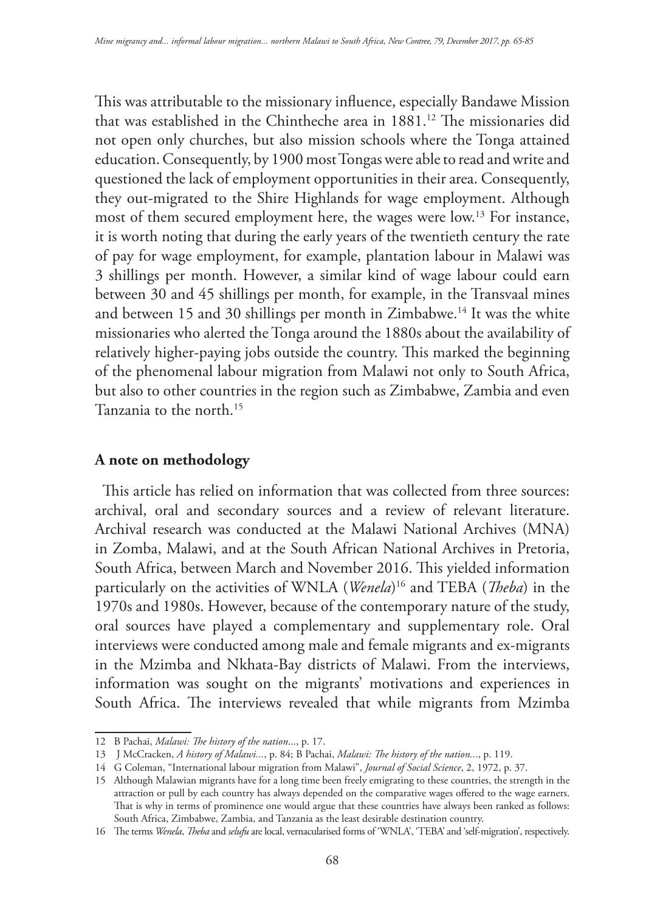This was attributable to the missionary influence, especially Bandawe Mission that was established in the Chintheche area in 1881.[12] The missionaries did not open only churches, but also mission schools where the Tonga attained education. Consequently, by 1900 most Tongas were able to read and write and questioned the lack of employment opportunities in their area. Consequently, they out-migrated to the Shire Highlands for wage employment. Although most of them secured employment here, the wages were low.[13] For instance, it is worth noting that during the early years of the twentieth century the rate of pay for wage employment, for example, plantation labour in Malawi was 3 shillings per month. However, a similar kind of wage labour could earn between 30 and 45 shillings per month, for example, in the Transvaal mines and between 15 and 30 shillings per month in Zimbabwe.[14] It was the white missionaries who alerted the Tonga around the 1880s about the availability of relatively higher-paying jobs outside the country. This marked the beginning of the phenomenal labour migration from Malawi not only to South Africa, but also to other countries in the region such as Zimbabwe, Zambia and even Tanzania to the north.[15]

## A note on methodology

This article has relied on information that was collected from three sources: archival, oral and secondary sources and a review of relevant literature. Archival research was conducted at the Malawi National Archives (MNA) in Zomba, Malawi, and at the South African National Archives in Pretoria, South Africa, between March and November 2016. This yielded information particularly on the activities of WNLA (*Wenela*)[16] and TEBA (*Theba*) in the 1970s and 1980s. However, because of the contemporary nature of the study, oral sources have played a complementary and supplementary role. Oral interviews were conducted among male and female migrants and ex-migrants in the Mzimba and Nkhata-Bay districts of Malawi. From the interviews, information was sought on the migrants' motivations and experiences in South Africa. The interviews revealed that while migrants from Mzimba

---

12 B Pachai, *Malawi: The history of the nation*..., p. 17.

13 J McCracken, *A history of Malawi*..., p. 84; B Pachai, *Malawi: The history of the nation*..., p. 119.

14 G Coleman, "International labour migration from Malawi", *Journal of Social Science*, 2, 1972, p. 37.

15 Although Malawian migrants have for a long time been freely emigrating to these countries, the strength in the attraction or pull by each country has always depended on the comparative wages offered to the wage earners. That is why in terms of prominence one would argue that these countries have always been ranked as follows: South Africa, Zimbabwe, Zambia, and Tanzania as the least desirable destination country.

16 The terms *Wenela*, *Theba* and *selufu* are local, vernacularised forms of 'WNLA', 'TEBA' and 'self-migration', respectively.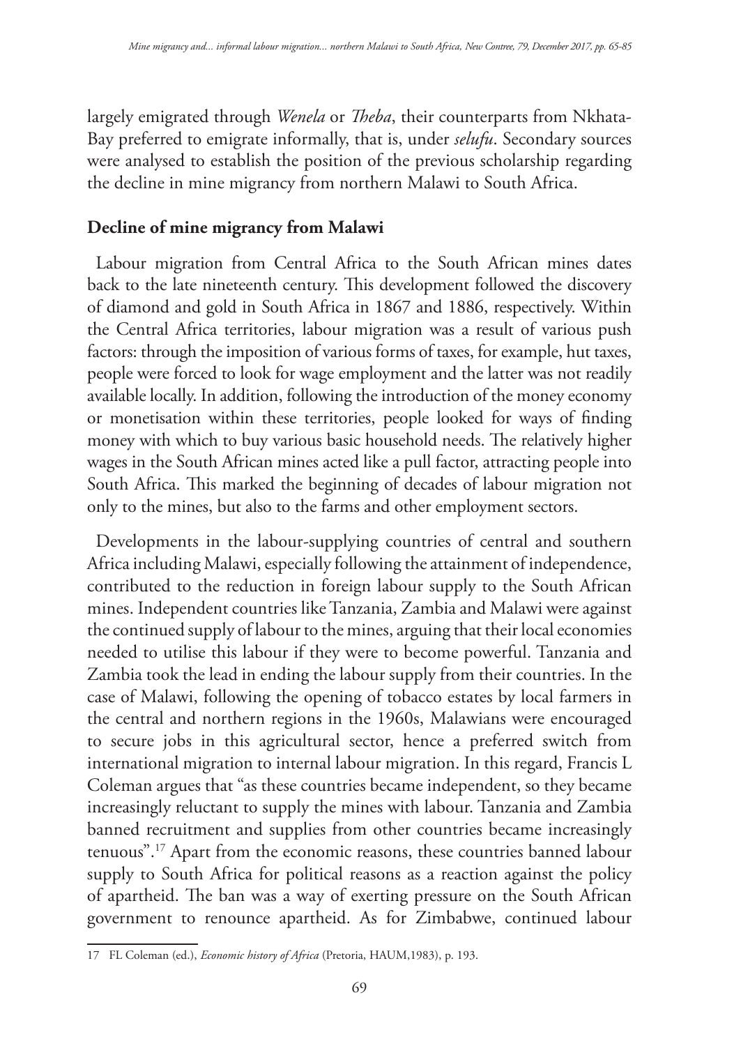largely emigrated through *Wenela* or *Theba*, their counterparts from Nkhata-Bay preferred to emigrate informally, that is, under *selufu*. Secondary sources were analysed to establish the position of the previous scholarship regarding the decline in mine migrancy from northern Malawi to South Africa.

## Decline of mine migrancy from Malawi

Labour migration from Central Africa to the South African mines dates back to the late nineteenth century. This development followed the discovery of diamond and gold in South Africa in 1867 and 1886, respectively. Within the Central Africa territories, labour migration was a result of various push factors: through the imposition of various forms of taxes, for example, hut taxes, people were forced to look for wage employment and the latter was not readily available locally. In addition, following the introduction of the money economy or monetisation within these territories, people looked for ways of finding money with which to buy various basic household needs. The relatively higher wages in the South African mines acted like a pull factor, attracting people into South Africa. This marked the beginning of decades of labour migration not only to the mines, but also to the farms and other employment sectors.

Developments in the labour-supplying countries of central and southern Africa including Malawi, especially following the attainment of independence, contributed to the reduction in foreign labour supply to the South African mines. Independent countries like Tanzania, Zambia and Malawi were against the continued supply of labour to the mines, arguing that their local economies needed to utilise this labour if they were to become powerful. Tanzania and Zambia took the lead in ending the labour supply from their countries. In the case of Malawi, following the opening of tobacco estates by local farmers in the central and northern regions in the 1960s, Malawians were encouraged to secure jobs in this agricultural sector, hence a preferred switch from international migration to internal labour migration. In this regard, Francis L Coleman argues that "as these countries became independent, so they became increasingly reluctant to supply the mines with labour. Tanzania and Zambia banned recruitment and supplies from other countries became increasingly tenuous".[17] Apart from the economic reasons, these countries banned labour supply to South Africa for political reasons as a reaction against the policy of apartheid. The ban was a way of exerting pressure on the South African government to renounce apartheid. As for Zimbabwe, continued labour

17 FL Coleman (ed.), *Economic history of Africa* (Pretoria, HAUM,1983), p. 193.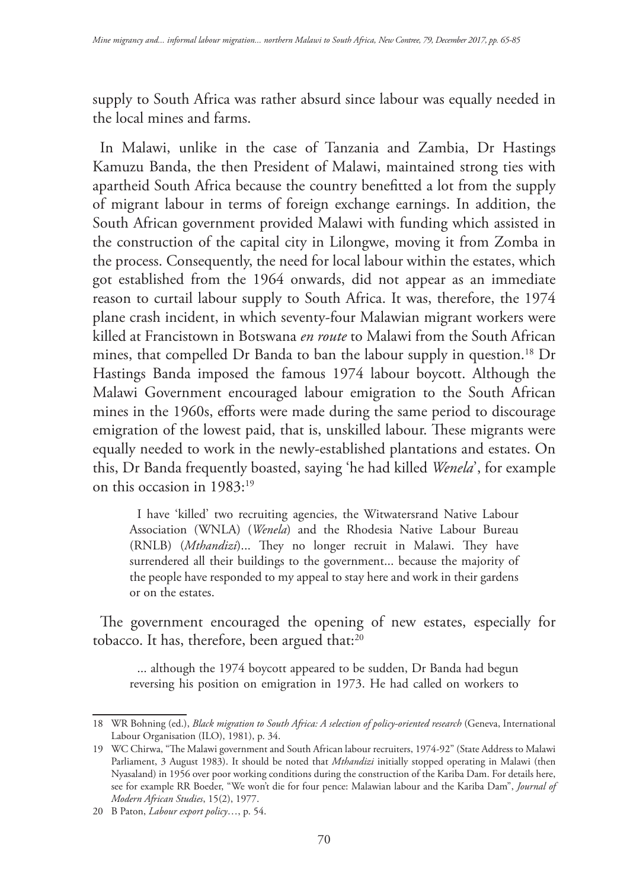supply to South Africa was rather absurd since labour was equally needed in the local mines and farms.

In Malawi, unlike in the case of Tanzania and Zambia, Dr Hastings Kamuzu Banda, the then President of Malawi, maintained strong ties with apartheid South Africa because the country benefitted a lot from the supply of migrant labour in terms of foreign exchange earnings. In addition, the South African government provided Malawi with funding which assisted in the construction of the capital city in Lilongwe, moving it from Zomba in the process. Consequently, the need for local labour within the estates, which got established from the 1964 onwards, did not appear as an immediate reason to curtail labour supply to South Africa. It was, therefore, the 1974 plane crash incident, in which seventy-four Malawian migrant workers were killed at Francistown in Botswana *en route* to Malawi from the South African mines, that compelled Dr Banda to ban the labour supply in question.[18] Dr Hastings Banda imposed the famous 1974 labour boycott. Although the Malawi Government encouraged labour emigration to the South African mines in the 1960s, efforts were made during the same period to discourage emigration of the lowest paid, that is, unskilled labour. These migrants were equally needed to work in the newly-established plantations and estates. On this, Dr Banda frequently boasted, saying 'he had killed *Wenela*', for example on this occasion in 1983:[19]

> I have 'killed' two recruiting agencies, the Witwatersrand Native Labour Association (WNLA) (*Wenela*) and the Rhodesia Native Labour Bureau (RNLB) (*Mthandizi*)... They no longer recruit in Malawi. They have surrendered all their buildings to the government... because the majority of the people have responded to my appeal to stay here and work in their gardens or on the estates.

The government encouraged the opening of new estates, especially for tobacco. It has, therefore, been argued that:[20]

> ... although the 1974 boycott appeared to be sudden, Dr Banda had begun reversing his position on emigration in 1973. He had called on workers to

---

18 WR Bohning (ed.), *Black migration to South Africa: A selection of policy-oriented research* (Geneva, International Labour Organisation (ILO), 1981), p. 34.

19 WC Chirwa, "The Malawi government and South African labour recruiters, 1974-92" (State Address to Malawi Parliament, 3 August 1983). It should be noted that *Mthandizi* initially stopped operating in Malawi (then Nyasaland) in 1956 over poor working conditions during the construction of the Kariba Dam. For details here, see for example RR Boeder, "We won't die for four pence: Malawian labour and the Kariba Dam", *Journal of Modern African Studies*, 15(2), 1977.

20 B Paton, *Labour export policy*…, p. 54.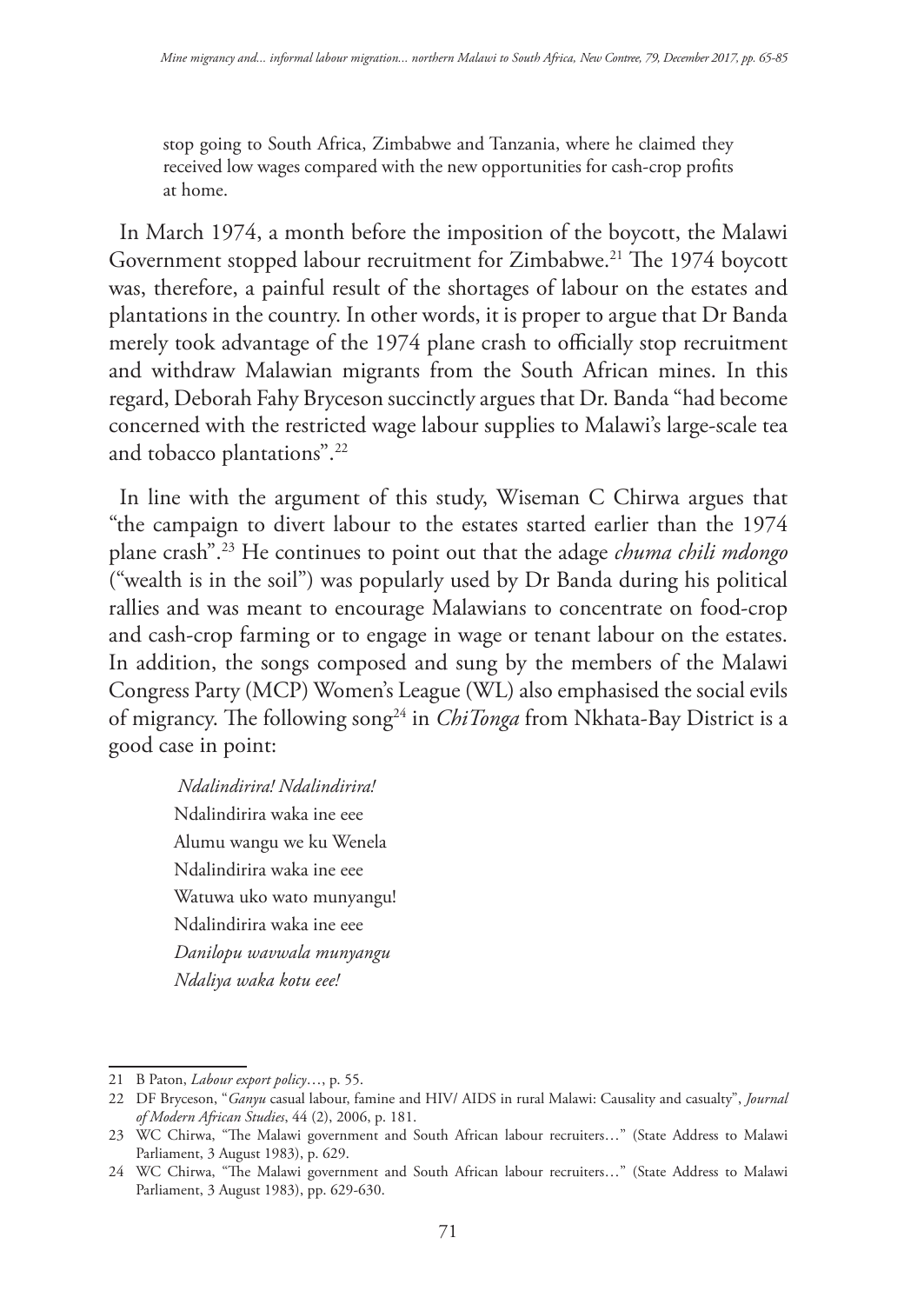stop going to South Africa, Zimbabwe and Tanzania, where he claimed they received low wages compared with the new opportunities for cash-crop profits at home.

In March 1974, a month before the imposition of the boycott, the Malawi Government stopped labour recruitment for Zimbabwe.[21] The 1974 boycott was, therefore, a painful result of the shortages of labour on the estates and plantations in the country. In other words, it is proper to argue that Dr Banda merely took advantage of the 1974 plane crash to officially stop recruitment and withdraw Malawian migrants from the South African mines. In this regard, Deborah Fahy Bryceson succinctly argues that Dr. Banda "had become concerned with the restricted wage labour supplies to Malawi's large-scale tea and tobacco plantations".[22]

In line with the argument of this study, Wiseman C Chirwa argues that "the campaign to divert labour to the estates started earlier than the 1974 plane crash".[23] He continues to point out that the adage *chuma chili mdongo* ("wealth is in the soil") was popularly used by Dr Banda during his political rallies and was meant to encourage Malawians to concentrate on food-crop and cash-crop farming or to engage in wage or tenant labour on the estates. In addition, the songs composed and sung by the members of the Malawi Congress Party (MCP) Women's League (WL) also emphasised the social evils of migrancy. The following song[24] in *ChiTonga* from Nkhata-Bay District is a good case in point:

> *Ndalindirira! Ndalindirira!*
> Ndalindirira waka ine eee
> Alumu wangu we ku Wenela
> Ndalindirira waka ine eee
> Watuwa uko wato munyangu!
> Ndalindirira waka ine eee
> *Danilopu wavwala munyangu*
> *Ndaliya waka kotu eee!*

21 B Paton, *Labour export policy*…, p. 55.

22 DF Bryceson, "*Ganyu* casual labour, famine and HIV/ AIDS in rural Malawi: Causality and casualty", *Journal of Modern African Studies*, 44 (2), 2006, p. 181.

23 WC Chirwa, "The Malawi government and South African labour recruiters…" (State Address to Malawi Parliament, 3 August 1983), p. 629.

24 WC Chirwa, "The Malawi government and South African labour recruiters…" (State Address to Malawi Parliament, 3 August 1983), pp. 629-630.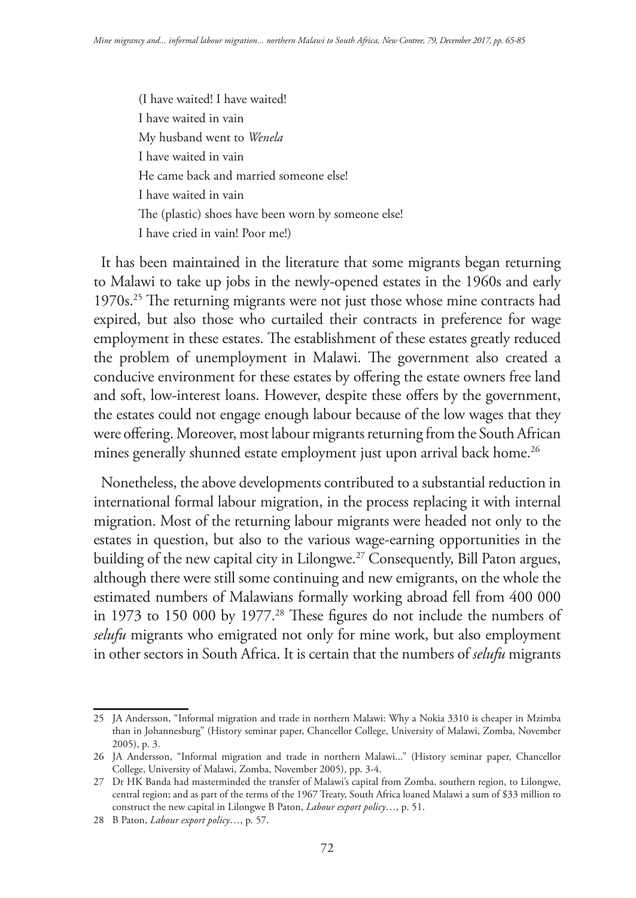(I have waited! I have waited!  
I have waited in vain  
My husband went to *Wenela*  
I have waited in vain  
He came back and married someone else!  
I have waited in vain  
The (plastic) shoes have been worn by someone else!  
I have cried in vain! Poor me!)

It has been maintained in the literature that some migrants began returning to Malawi to take up jobs in the newly-opened estates in the 1960s and early 1970s.[25] The returning migrants were not just those whose mine contracts had expired, but also those who curtailed their contracts in preference for wage employment in these estates. The establishment of these estates greatly reduced the problem of unemployment in Malawi. The government also created a conducive environment for these estates by offering the estate owners free land and soft, low-interest loans. However, despite these offers by the government, the estates could not engage enough labour because of the low wages that they were offering. Moreover, most labour migrants returning from the South African mines generally shunned estate employment just upon arrival back home.[26]

Nonetheless, the above developments contributed to a substantial reduction in international formal labour migration, in the process replacing it with internal migration. Most of the returning labour migrants were headed not only to the estates in question, but also to the various wage-earning opportunities in the building of the new capital city in Lilongwe.[27] Consequently, Bill Paton argues, although there were still some continuing and new emigrants, on the whole the estimated numbers of Malawians formally working abroad fell from 400 000 in 1973 to 150 000 by 1977.[28] These figures do not include the numbers of *selufu* migrants who emigrated not only for mine work, but also employment in other sectors in South Africa. It is certain that the numbers of *selufu* migrants

25 JA Andersson, "Informal migration and trade in northern Malawi: Why a Nokia 3310 is cheaper in Mzimba than in Johannesburg" (History seminar paper, Chancellor College, University of Malawi, Zomba, November 2005), p. 3.

26 JA Andersson, "Informal migration and trade in northern Malawi..." (History seminar paper, Chancellor College, University of Malawi, Zomba, November 2005), pp. 3-4.

27 Dr HK Banda had masterminded the transfer of Malawi's capital from Zomba, southern region, to Lilongwe, central region; and as part of the terms of the 1967 Treaty, South Africa loaned Malawi a sum of $33 million to construct the new capital in Lilongwe B Paton, *Labour export policy*…, p. 51.

28 B Paton, *Labour export policy*…, p. 57.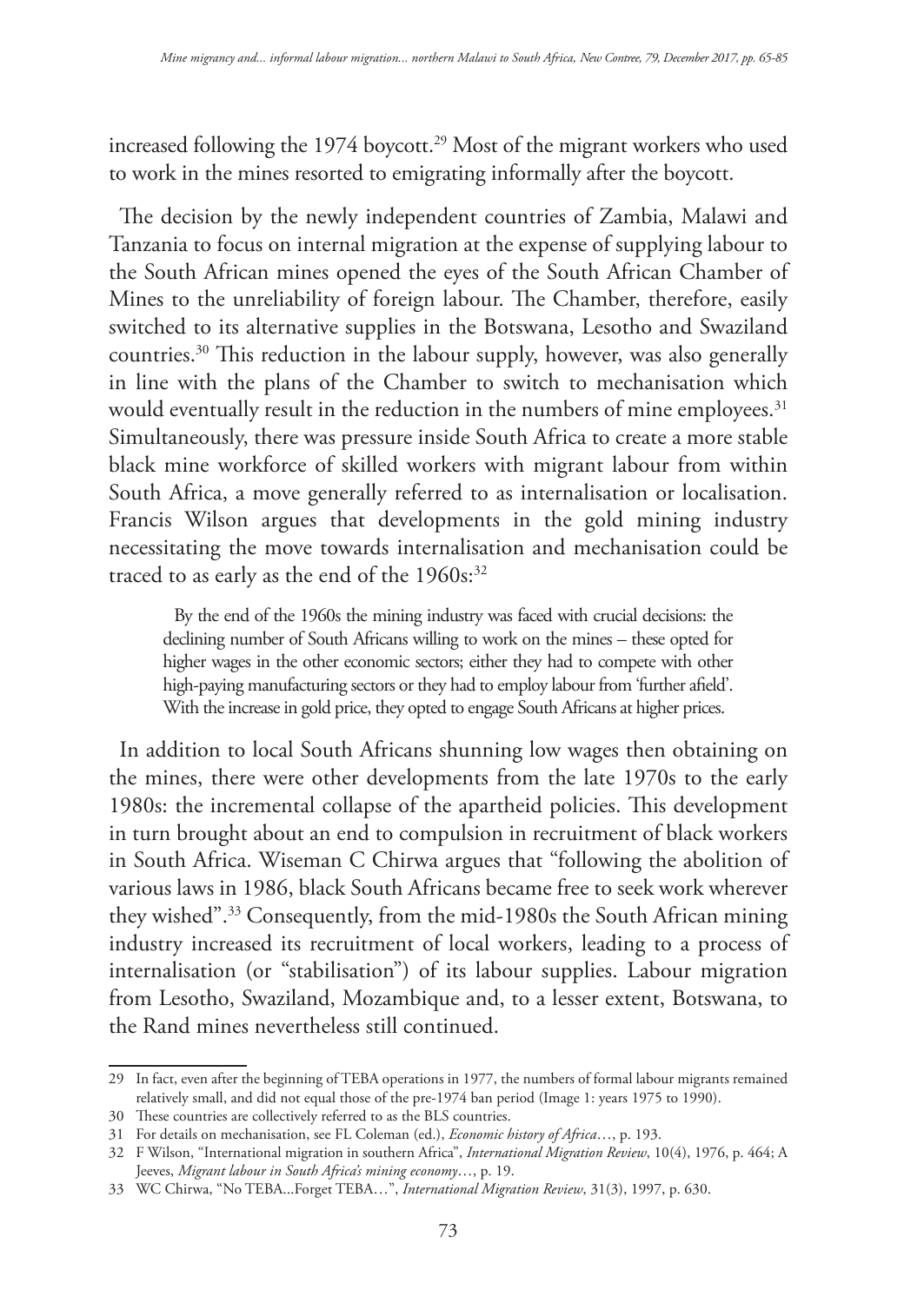increased following the 1974 boycott.[29] Most of the migrant workers who used to work in the mines resorted to emigrating informally after the boycott.

The decision by the newly independent countries of Zambia, Malawi and Tanzania to focus on internal migration at the expense of supplying labour to the South African mines opened the eyes of the South African Chamber of Mines to the unreliability of foreign labour. The Chamber, therefore, easily switched to its alternative supplies in the Botswana, Lesotho and Swaziland countries.[30] This reduction in the labour supply, however, was also generally in line with the plans of the Chamber to switch to mechanisation which would eventually result in the reduction in the numbers of mine employees.[31] Simultaneously, there was pressure inside South Africa to create a more stable black mine workforce of skilled workers with migrant labour from within South Africa, a move generally referred to as internalisation or localisation. Francis Wilson argues that developments in the gold mining industry necessitating the move towards internalisation and mechanisation could be traced to as early as the end of the 1960s:[32]

> By the end of the 1960s the mining industry was faced with crucial decisions: the declining number of South Africans willing to work on the mines – these opted for higher wages in the other economic sectors; either they had to compete with other high-paying manufacturing sectors or they had to employ labour from 'further afield'. With the increase in gold price, they opted to engage South Africans at higher prices.

In addition to local South Africans shunning low wages then obtaining on the mines, there were other developments from the late 1970s to the early 1980s: the incremental collapse of the apartheid policies. This development in turn brought about an end to compulsion in recruitment of black workers in South Africa. Wiseman C Chirwa argues that "following the abolition of various laws in 1986, black South Africans became free to seek work wherever they wished".[33] Consequently, from the mid-1980s the South African mining industry increased its recruitment of local workers, leading to a process of internalisation (or "stabilisation") of its labour supplies. Labour migration from Lesotho, Swaziland, Mozambique and, to a lesser extent, Botswana, to the Rand mines nevertheless still continued.

---

29 In fact, even after the beginning of TEBA operations in 1977, the numbers of formal labour migrants remained relatively small, and did not equal those of the pre-1974 ban period (Image 1: years 1975 to 1990).

30 These countries are collectively referred to as the BLS countries.

31 For details on mechanisation, see FL Coleman (ed.), *Economic history of Africa*…, p. 193.

32 F Wilson, "International migration in southern Africa", *International Migration Review*, 10(4), 1976, p. 464; A Jeeves, *Migrant labour in South Africa's mining economy*…, p. 19.

33 WC Chirwa, "No TEBA...Forget TEBA…", *International Migration Review*, 31(3), 1997, p. 630.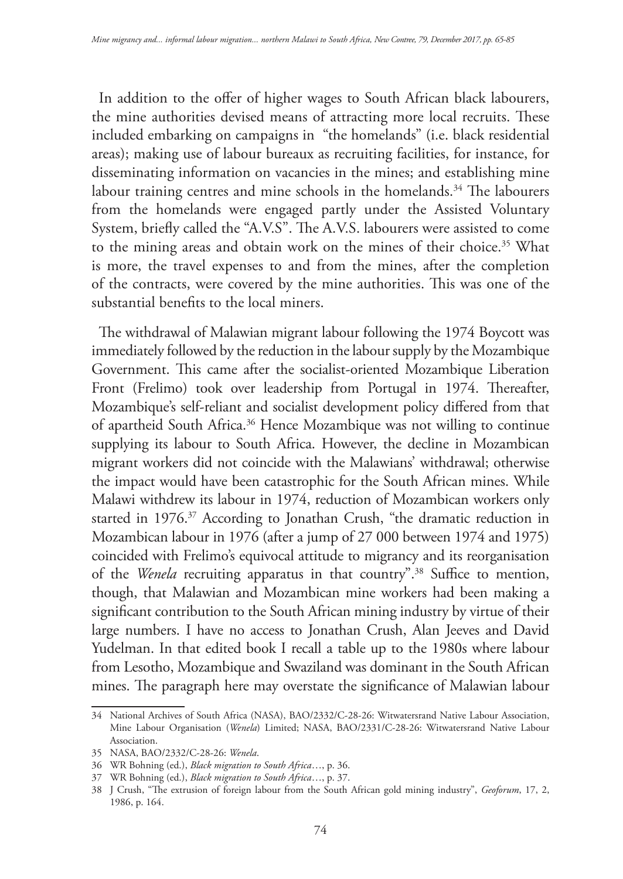In addition to the offer of higher wages to South African black labourers, the mine authorities devised means of attracting more local recruits. These included embarking on campaigns in "the homelands" (i.e. black residential areas); making use of labour bureaux as recruiting facilities, for instance, for disseminating information on vacancies in the mines; and establishing mine labour training centres and mine schools in the homelands.[34] The labourers from the homelands were engaged partly under the Assisted Voluntary System, briefly called the "A.V.S". The A.V.S. labourers were assisted to come to the mining areas and obtain work on the mines of their choice.[35] What is more, the travel expenses to and from the mines, after the completion of the contracts, were covered by the mine authorities. This was one of the substantial benefits to the local miners.

The withdrawal of Malawian migrant labour following the 1974 Boycott was immediately followed by the reduction in the labour supply by the Mozambique Government. This came after the socialist-oriented Mozambique Liberation Front (Frelimo) took over leadership from Portugal in 1974. Thereafter, Mozambique's self-reliant and socialist development policy differed from that of apartheid South Africa.[36] Hence Mozambique was not willing to continue supplying its labour to South Africa. However, the decline in Mozambican migrant workers did not coincide with the Malawians' withdrawal; otherwise the impact would have been catastrophic for the South African mines. While Malawi withdrew its labour in 1974, reduction of Mozambican workers only started in 1976.[37] According to Jonathan Crush, "the dramatic reduction in Mozambican labour in 1976 (after a jump of 27 000 between 1974 and 1975) coincided with Frelimo's equivocal attitude to migrancy and its reorganisation of the *Wenela* recruiting apparatus in that country".[38] Suffice to mention, though, that Malawian and Mozambican mine workers had been making a significant contribution to the South African mining industry by virtue of their large numbers. I have no access to Jonathan Crush, Alan Jeeves and David Yudelman. In that edited book I recall a table up to the 1980s where labour from Lesotho, Mozambique and Swaziland was dominant in the South African mines. The paragraph here may overstate the significance of Malawian labour

---

34 National Archives of South Africa (NASA), BAO/2332/C-28-26: Witwatersrand Native Labour Association, Mine Labour Organisation (*Wenela*) Limited; NASA, BAO/2331/C-28-26: Witwatersrand Native Labour Association.

35 NASA, BAO/2332/C-28-26: *Wenela*.

36 WR Bohning (ed.), *Black migration to South Africa*…, p. 36.

37 WR Bohning (ed.), *Black migration to South Africa*…, p. 37.

38 J Crush, "The extrusion of foreign labour from the South African gold mining industry", *Geoforum*, 17, 2, 1986, p. 164.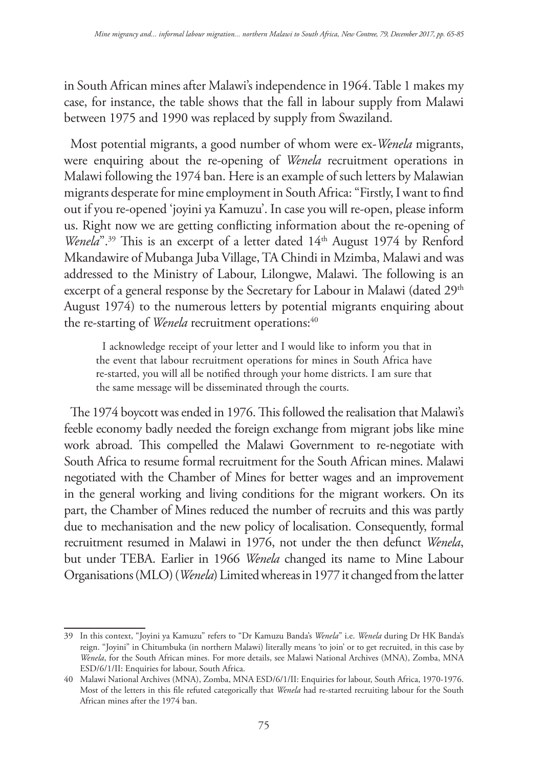in South African mines after Malawi's independence in 1964. Table 1 makes my case, for instance, the table shows that the fall in labour supply from Malawi between 1975 and 1990 was replaced by supply from Swaziland.

Most potential migrants, a good number of whom were ex-*Wenela* migrants, were enquiring about the re-opening of *Wenela* recruitment operations in Malawi following the 1974 ban. Here is an example of such letters by Malawian migrants desperate for mine employment in South Africa: "Firstly, I want to find out if you re-opened 'joyini ya Kamuzu'. In case you will re-open, please inform us. Right now we are getting conflicting information about the re-opening of *Wenela*".[39] This is an excerpt of a letter dated 14th August 1974 by Renford Mkandawire of Mubanga Juba Village, TA Chindi in Mzimba, Malawi and was addressed to the Ministry of Labour, Lilongwe, Malawi. The following is an excerpt of a general response by the Secretary for Labour in Malawi (dated 29th August 1974) to the numerous letters by potential migrants enquiring about the re-starting of *Wenela* recruitment operations:[40]

> I acknowledge receipt of your letter and I would like to inform you that in the event that labour recruitment operations for mines in South Africa have re-started, you will all be notified through your home districts. I am sure that the same message will be disseminated through the courts.

The 1974 boycott was ended in 1976. This followed the realisation that Malawi's feeble economy badly needed the foreign exchange from migrant jobs like mine work abroad. This compelled the Malawi Government to re-negotiate with South Africa to resume formal recruitment for the South African mines. Malawi negotiated with the Chamber of Mines for better wages and an improvement in the general working and living conditions for the migrant workers. On its part, the Chamber of Mines reduced the number of recruits and this was partly due to mechanisation and the new policy of localisation. Consequently, formal recruitment resumed in Malawi in 1976, not under the then defunct *Wenela*, but under TEBA. Earlier in 1966 *Wenela* changed its name to Mine Labour Organisations (MLO) (*Wenela*) Limited whereas in 1977 it changed from the latter

---

39 In this context, "Joyini ya Kamuzu" refers to "Dr Kamuzu Banda's *Wenela*" i.e. *Wenela* during Dr HK Banda's reign. "Joyini" in Chitumbuka (in northern Malawi) literally means 'to join' or to get recruited, in this case by *Wenela*, for the South African mines. For more details, see Malawi National Archives (MNA), Zomba, MNA ESD/6/1/II: Enquiries for labour, South Africa.

40 Malawi National Archives (MNA), Zomba, MNA ESD/6/1/II: Enquiries for labour, South Africa, 1970-1976. Most of the letters in this file refuted categorically that *Wenela* had re-started recruiting labour for the South African mines after the 1974 ban.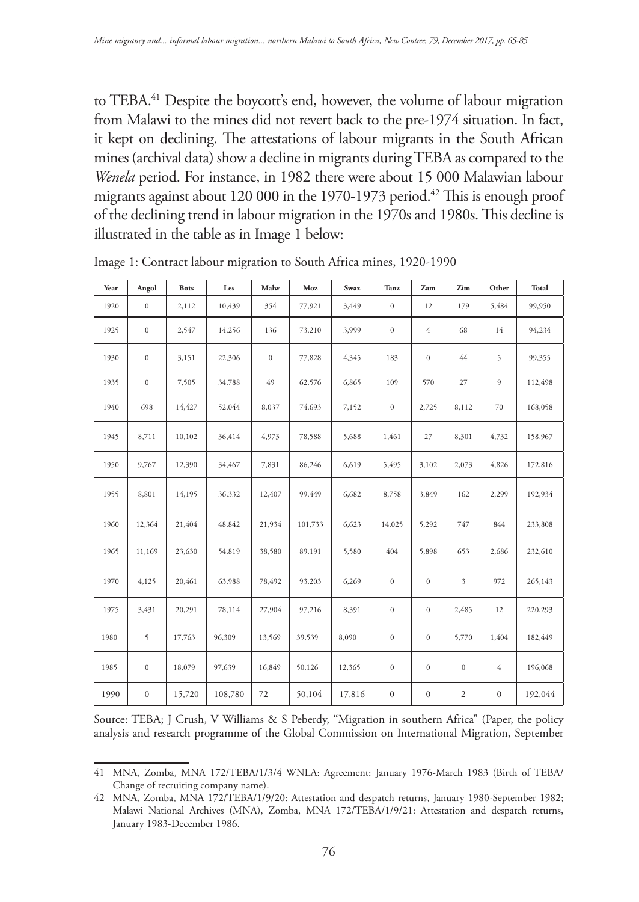to TEBA.[41] Despite the boycott's end, however, the volume of labour migration from Malawi to the mines did not revert back to the pre-1974 situation. In fact, it kept on declining. The attestations of labour migrants in the South African mines (archival data) show a decline in migrants during TEBA as compared to the *Wenela* period. For instance, in 1982 there were about 15 000 Malawian labour migrants against about 120 000 in the 1970-1973 period.[42] This is enough proof of the declining trend in labour migration in the 1970s and 1980s. This decline is illustrated in the table as in Image 1 below:

Image 1: Contract labour migration to South Africa mines, 1920-1990

| Year | Angol | Bots | Les | Malw | Moz | Swaz | Tanz | Zam | Zim | Other | Total |
|---|---|---|---|---|---|---|---|---|---|---|---|
| 1920 | 0 | 2,112 | 10,439 | 354 | 77,921 | 3,449 | 0 | 12 | 179 | 5,484 | 99,950 |
| 1925 | 0 | 2,547 | 14,256 | 136 | 73,210 | 3,999 | 0 | 4 | 68 | 14 | 94,234 |
| 1930 | 0 | 3,151 | 22,306 | 0 | 77,828 | 4,345 | 183 | 0 | 44 | 5 | 99,355 |
| 1935 | 0 | 7,505 | 34,788 | 49 | 62,576 | 6,865 | 109 | 570 | 27 | 9 | 112,498 |
| 1940 | 698 | 14,427 | 52,044 | 8,037 | 74,693 | 7,152 | 0 | 2,725 | 8,112 | 70 | 168,058 |
| 1945 | 8,711 | 10,102 | 36,414 | 4,973 | 78,588 | 5,688 | 1,461 | 27 | 8,301 | 4,732 | 158,967 |
| 1950 | 9,767 | 12,390 | 34,467 | 7,831 | 86,246 | 6,619 | 5,495 | 3,102 | 2,073 | 4,826 | 172,816 |
| 1955 | 8,801 | 14,195 | 36,332 | 12,407 | 99,449 | 6,682 | 8,758 | 3,849 | 162 | 2,299 | 192,934 |
| 1960 | 12,364 | 21,404 | 48,842 | 21,934 | 101,733 | 6,623 | 14,025 | 5,292 | 747 | 844 | 233,808 |
| 1965 | 11,169 | 23,630 | 54,819 | 38,580 | 89,191 | 5,580 | 404 | 5,898 | 653 | 2,686 | 232,610 |
| 1970 | 4,125 | 20,461 | 63,988 | 78,492 | 93,203 | 6,269 | 0 | 0 | 3 | 972 | 265,143 |
| 1975 | 3,431 | 20,291 | 78,114 | 27,904 | 97,216 | 8,391 | 0 | 0 | 2,485 | 12 | 220,293 |
| 1980 | 5 | 17,763 | 96,309 | 13,569 | 39,539 | 8,090 | 0 | 0 | 5,770 | 1,404 | 182,449 |
| 1985 | 0 | 18,079 | 97,639 | 16,849 | 50,126 | 12,365 | 0 | 0 | 0 | 4 | 196,068 |
| 1990 | 0 | 15,720 | 108,780 | 72 | 50,104 | 17,816 | 0 | 0 | 2 | 0 | 192,044 |

Source: TEBA; J Crush, V Williams & S Peberdy, "Migration in southern Africa" (Paper, the policy analysis and research programme of the Global Commission on International Migration, September

41 MNA, Zomba, MNA 172/TEBA/1/3/4 WNLA: Agreement: January 1976-March 1983 (Birth of TEBA/Change of recruiting company name).

42 MNA, Zomba, MNA 172/TEBA/1/9/20: Attestation and despatch returns, January 1980-September 1982; Malawi National Archives (MNA), Zomba, MNA 172/TEBA/1/9/21: Attestation and despatch returns, January 1983-December 1986.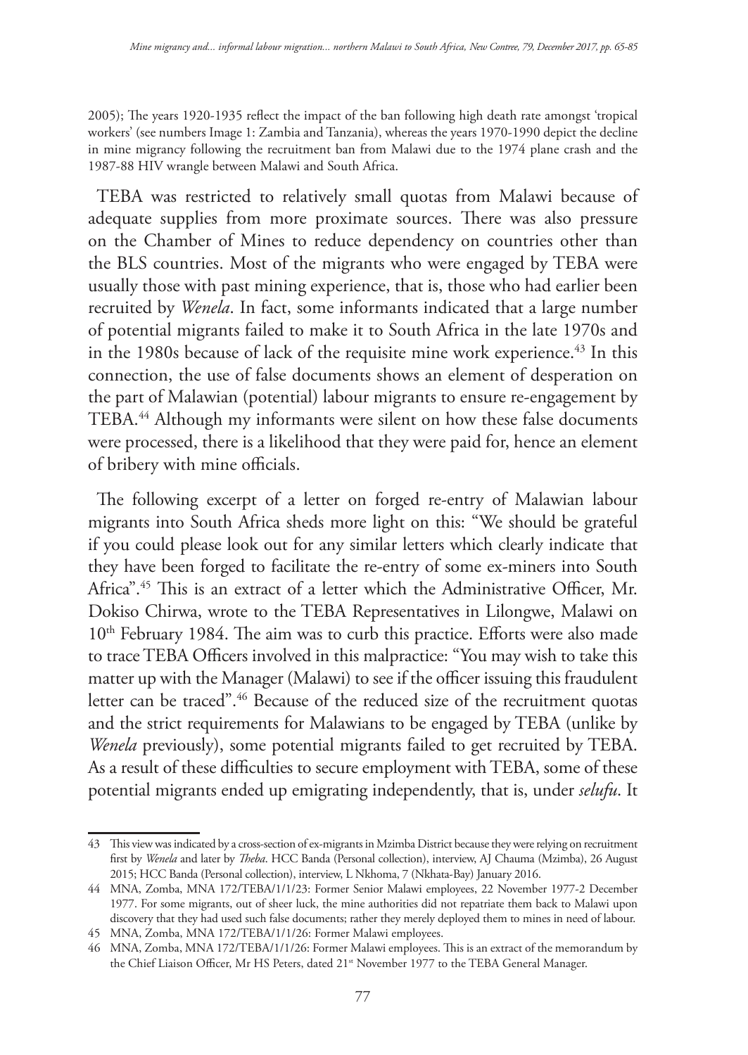2005); The years 1920-1935 reflect the impact of the ban following high death rate amongst 'tropical workers' (see numbers Image 1: Zambia and Tanzania), whereas the years 1970-1990 depict the decline in mine migrancy following the recruitment ban from Malawi due to the 1974 plane crash and the 1987-88 HIV wrangle between Malawi and South Africa.

TEBA was restricted to relatively small quotas from Malawi because of adequate supplies from more proximate sources. There was also pressure on the Chamber of Mines to reduce dependency on countries other than the BLS countries. Most of the migrants who were engaged by TEBA were usually those with past mining experience, that is, those who had earlier been recruited by *Wenela*. In fact, some informants indicated that a large number of potential migrants failed to make it to South Africa in the late 1970s and in the 1980s because of lack of the requisite mine work experience.[43] In this connection, the use of false documents shows an element of desperation on the part of Malawian (potential) labour migrants to ensure re-engagement by TEBA.[44] Although my informants were silent on how these false documents were processed, there is a likelihood that they were paid for, hence an element of bribery with mine officials.

The following excerpt of a letter on forged re-entry of Malawian labour migrants into South Africa sheds more light on this: "We should be grateful if you could please look out for any similar letters which clearly indicate that they have been forged to facilitate the re-entry of some ex-miners into South Africa".[45] This is an extract of a letter which the Administrative Officer, Mr. Dokiso Chirwa, wrote to the TEBA Representatives in Lilongwe, Malawi on 10th February 1984. The aim was to curb this practice. Efforts were also made to trace TEBA Officers involved in this malpractice: "You may wish to take this matter up with the Manager (Malawi) to see if the officer issuing this fraudulent letter can be traced".[46] Because of the reduced size of the recruitment quotas and the strict requirements for Malawians to be engaged by TEBA (unlike by *Wenela* previously), some potential migrants failed to get recruited by TEBA. As a result of these difficulties to secure employment with TEBA, some of these potential migrants ended up emigrating independently, that is, under *selufu*. It

---

43 This view was indicated by a cross-section of ex-migrants in Mzimba District because they were relying on recruitment first by *Wenela* and later by *Theba*. HCC Banda (Personal collection), interview, AJ Chauma (Mzimba), 26 August 2015; HCC Banda (Personal collection), interview, L Nkhoma, 7 (Nkhata-Bay) January 2016.

44 MNA, Zomba, MNA 172/TEBA/1/1/23: Former Senior Malawi employees, 22 November 1977-2 December 1977. For some migrants, out of sheer luck, the mine authorities did not repatriate them back to Malawi upon discovery that they had used such false documents; rather they merely deployed them to mines in need of labour.

45 MNA, Zomba, MNA 172/TEBA/1/1/26: Former Malawi employees.

46 MNA, Zomba, MNA 172/TEBA/1/1/26: Former Malawi employees. This is an extract of the memorandum by the Chief Liaison Officer, Mr HS Peters, dated 21st November 1977 to the TEBA General Manager.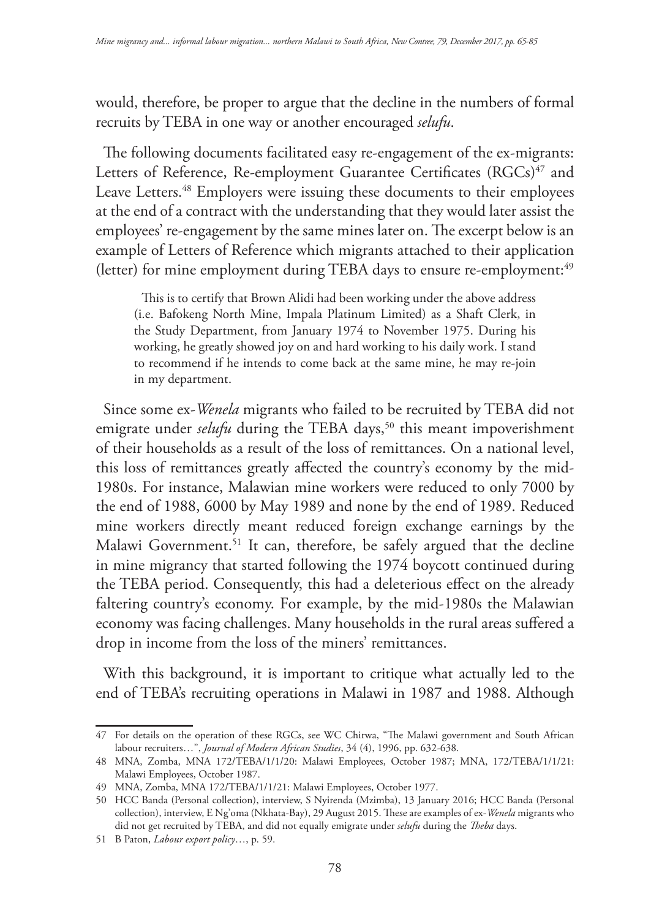would, therefore, be proper to argue that the decline in the numbers of formal recruits by TEBA in one way or another encouraged *selufu*.

The following documents facilitated easy re-engagement of the ex-migrants: Letters of Reference, Re-employment Guarantee Certificates (RGCs)[47] and Leave Letters.[48] Employers were issuing these documents to their employees at the end of a contract with the understanding that they would later assist the employees' re-engagement by the same mines later on. The excerpt below is an example of Letters of Reference which migrants attached to their application (letter) for mine employment during TEBA days to ensure re-employment:[49]

> This is to certify that Brown Alidi had been working under the above address (i.e. Bafokeng North Mine, Impala Platinum Limited) as a Shaft Clerk, in the Study Department, from January 1974 to November 1975. During his working, he greatly showed joy on and hard working to his daily work. I stand to recommend if he intends to come back at the same mine, he may re-join in my department.

Since some ex-*Wenela* migrants who failed to be recruited by TEBA did not emigrate under *selufu* during the TEBA days,[50] this meant impoverishment of their households as a result of the loss of remittances. On a national level, this loss of remittances greatly affected the country's economy by the mid-1980s. For instance, Malawian mine workers were reduced to only 7000 by the end of 1988, 6000 by May 1989 and none by the end of 1989. Reduced mine workers directly meant reduced foreign exchange earnings by the Malawi Government.[51] It can, therefore, be safely argued that the decline in mine migrancy that started following the 1974 boycott continued during the TEBA period. Consequently, this had a deleterious effect on the already faltering country's economy. For example, by the mid-1980s the Malawian economy was facing challenges. Many households in the rural areas suffered a drop in income from the loss of the miners' remittances.

With this background, it is important to critique what actually led to the end of TEBA's recruiting operations in Malawi in 1987 and 1988. Although

---

47 For details on the operation of these RGCs, see WC Chirwa, "The Malawi government and South African labour recruiters…", *Journal of Modern African Studies*, 34 (4), 1996, pp. 632-638.

48 MNA, Zomba, MNA 172/TEBA/1/1/20: Malawi Employees, October 1987; MNA, 172/TEBA/1/1/21: Malawi Employees, October 1987.

49 MNA, Zomba, MNA 172/TEBA/1/1/21: Malawi Employees, October 1977.

50 HCC Banda (Personal collection), interview, S Nyirenda (Mzimba), 13 January 2016; HCC Banda (Personal collection), interview, E Ng'oma (Nkhata-Bay), 29 August 2015. These are examples of ex-*Wenela* migrants who did not get recruited by TEBA, and did not equally emigrate under *selufu* during the *Theba* days.

51 B Paton, *Labour export policy*…, p. 59.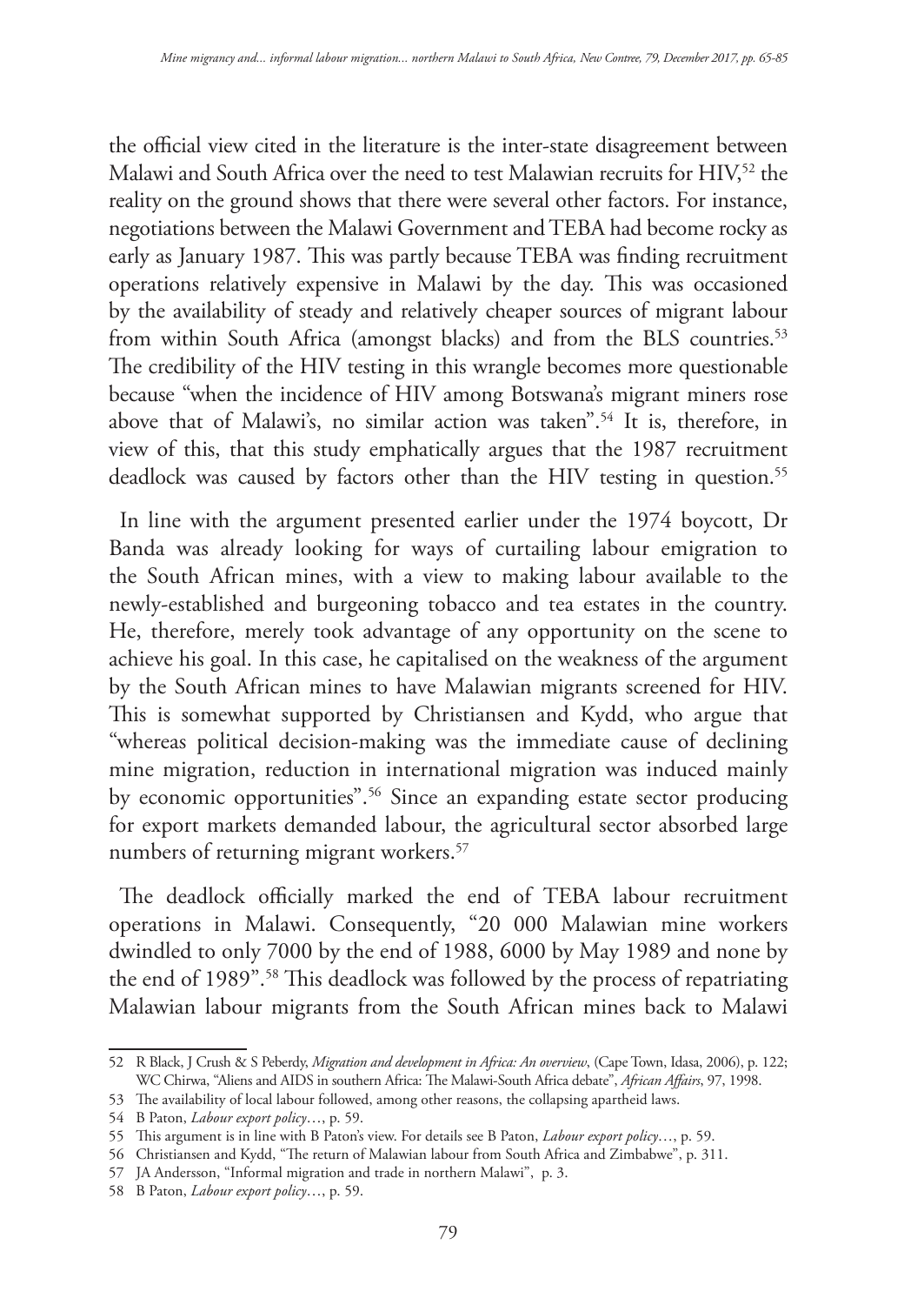the official view cited in the literature is the inter-state disagreement between Malawi and South Africa over the need to test Malawian recruits for HIV,[52] the reality on the ground shows that there were several other factors. For instance, negotiations between the Malawi Government and TEBA had become rocky as early as January 1987. This was partly because TEBA was finding recruitment operations relatively expensive in Malawi by the day. This was occasioned by the availability of steady and relatively cheaper sources of migrant labour from within South Africa (amongst blacks) and from the BLS countries.[53] The credibility of the HIV testing in this wrangle becomes more questionable because "when the incidence of HIV among Botswana's migrant miners rose above that of Malawi's, no similar action was taken".[54] It is, therefore, in view of this, that this study emphatically argues that the 1987 recruitment deadlock was caused by factors other than the HIV testing in question.[55]

In line with the argument presented earlier under the 1974 boycott, Dr Banda was already looking for ways of curtailing labour emigration to the South African mines, with a view to making labour available to the newly-established and burgeoning tobacco and tea estates in the country. He, therefore, merely took advantage of any opportunity on the scene to achieve his goal. In this case, he capitalised on the weakness of the argument by the South African mines to have Malawian migrants screened for HIV. This is somewhat supported by Christiansen and Kydd, who argue that "whereas political decision-making was the immediate cause of declining mine migration, reduction in international migration was induced mainly by economic opportunities".[56] Since an expanding estate sector producing for export markets demanded labour, the agricultural sector absorbed large numbers of returning migrant workers.[57]

The deadlock officially marked the end of TEBA labour recruitment operations in Malawi. Consequently, "20 000 Malawian mine workers dwindled to only 7000 by the end of 1988, 6000 by May 1989 and none by the end of 1989".[58] This deadlock was followed by the process of repatriating Malawian labour migrants from the South African mines back to Malawi

52 R Black, J Crush & S Peberdy, *Migration and development in Africa: An overview*, (Cape Town, Idasa, 2006), p. 122; WC Chirwa, "Aliens and AIDS in southern Africa: The Malawi-South Africa debate", *African Affairs*, 97, 1998.

53 The availability of local labour followed, among other reasons, the collapsing apartheid laws.

54 B Paton, *Labour export policy*…, p. 59.

55 This argument is in line with B Paton's view. For details see B Paton, *Labour export policy*…, p. 59.

56 Christiansen and Kydd, "The return of Malawian labour from South Africa and Zimbabwe", p. 311.

57 JA Andersson, "Informal migration and trade in northern Malawi", p. 3.

58 B Paton, *Labour export policy*…, p. 59.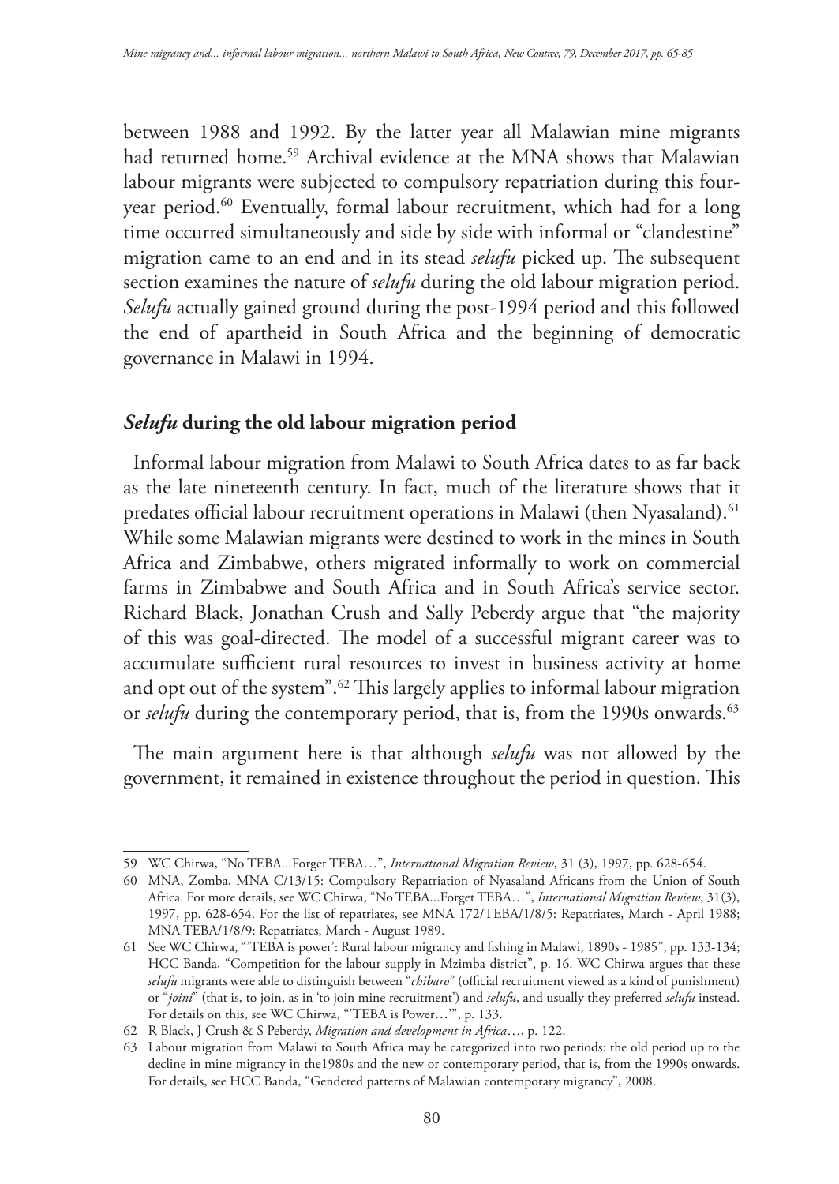between 1988 and 1992. By the latter year all Malawian mine migrants had returned home.[59] Archival evidence at the MNA shows that Malawian labour migrants were subjected to compulsory repatriation during this four-year period.[60] Eventually, formal labour recruitment, which had for a long time occurred simultaneously and side by side with informal or "clandestine" migration came to an end and in its stead *selufu* picked up. The subsequent section examines the nature of *selufu* during the old labour migration period. *Selufu* actually gained ground during the post-1994 period and this followed the end of apartheid in South Africa and the beginning of democratic governance in Malawi in 1994.

## ***Selufu*** **during the old labour migration period**

Informal labour migration from Malawi to South Africa dates to as far back as the late nineteenth century. In fact, much of the literature shows that it predates official labour recruitment operations in Malawi (then Nyasaland).[61] While some Malawian migrants were destined to work in the mines in South Africa and Zimbabwe, others migrated informally to work on commercial farms in Zimbabwe and South Africa and in South Africa's service sector. Richard Black, Jonathan Crush and Sally Peberdy argue that "the majority of this was goal-directed. The model of a successful migrant career was to accumulate sufficient rural resources to invest in business activity at home and opt out of the system".[62] This largely applies to informal labour migration or *selufu* during the contemporary period, that is, from the 1990s onwards.[63]

The main argument here is that although *selufu* was not allowed by the government, it remained in existence throughout the period in question. This

---

59 WC Chirwa, "No TEBA...Forget TEBA…", *International Migration Review*, 31 (3), 1997, pp. 628-654.

60 MNA, Zomba, MNA C/13/15: Compulsory Repatriation of Nyasaland Africans from the Union of South Africa. For more details, see WC Chirwa, "No TEBA...Forget TEBA…", *International Migration Review*, 31(3), 1997, pp. 628-654. For the list of repatriates, see MNA 172/TEBA/1/8/5: Repatriates, March - April 1988; MNA TEBA/1/8/9: Repatriates, March - August 1989.

61 See WC Chirwa, "'TEBA is power': Rural labour migrancy and fishing in Malawi, 1890s - 1985", pp. 133-134; HCC Banda, "Competition for the labour supply in Mzimba district", p. 16. WC Chirwa argues that these *selufu* migrants were able to distinguish between "*chibaro*" (official recruitment viewed as a kind of punishment) or "*joini*" (that is, to join, as in 'to join mine recruitment') and *selufu*, and usually they preferred *selufu* instead. For details on this, see WC Chirwa, "'TEBA is Power…'", p. 133.

62 R Black, J Crush & S Peberdy, *Migration and development in Africa*…, p. 122.

63 Labour migration from Malawi to South Africa may be categorized into two periods: the old period up to the decline in mine migrancy in the1980s and the new or contemporary period, that is, from the 1990s onwards. For details, see HCC Banda, "Gendered patterns of Malawian contemporary migrancy", 2008.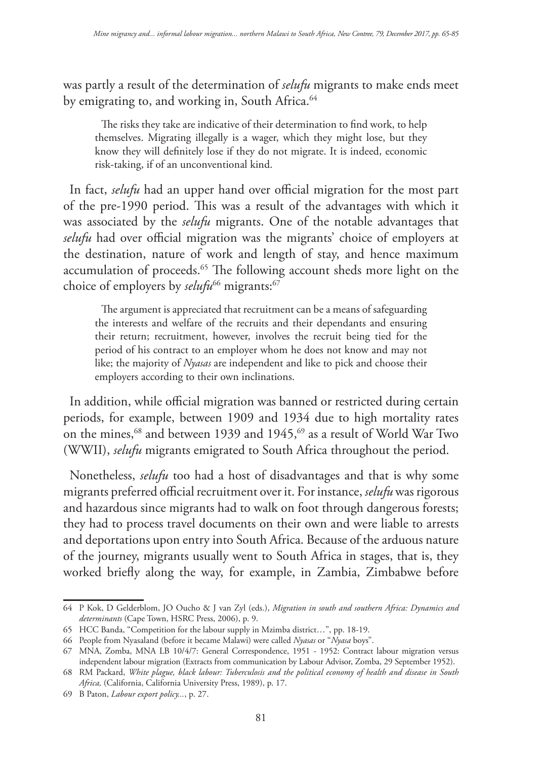was partly a result of the determination of *selufu* migrants to make ends meet by emigrating to, and working in, South Africa.[64]

> The risks they take are indicative of their determination to find work, to help themselves. Migrating illegally is a wager, which they might lose, but they know they will definitely lose if they do not migrate. It is indeed, economic risk-taking, if of an unconventional kind.

In fact, *selufu* had an upper hand over official migration for the most part of the pre-1990 period. This was a result of the advantages with which it was associated by the *selufu* migrants. One of the notable advantages that *selufu* had over official migration was the migrants' choice of employers at the destination, nature of work and length of stay, and hence maximum accumulation of proceeds.[65] The following account sheds more light on the choice of employers by *selufu*[66] migrants:[67]

> The argument is appreciated that recruitment can be a means of safeguarding the interests and welfare of the recruits and their dependants and ensuring their return; recruitment, however, involves the recruit being tied for the period of his contract to an employer whom he does not know and may not like; the majority of *Nyasas* are independent and like to pick and choose their employers according to their own inclinations.

In addition, while official migration was banned or restricted during certain periods, for example, between 1909 and 1934 due to high mortality rates on the mines,[68] and between 1939 and 1945,[69] as a result of World War Two (WWII), *selufu* migrants emigrated to South Africa throughout the period.

Nonetheless, *selufu* too had a host of disadvantages and that is why some migrants preferred official recruitment over it. For instance, *selufu* was rigorous and hazardous since migrants had to walk on foot through dangerous forests; they had to process travel documents on their own and were liable to arrests and deportations upon entry into South Africa. Because of the arduous nature of the journey, migrants usually went to South Africa in stages, that is, they worked briefly along the way, for example, in Zambia, Zimbabwe before

---

64 P Kok, D Gelderblom, JO Oucho & J van Zyl (eds.), *Migration in south and southern Africa: Dynamics and determinants* (Cape Town, HSRC Press, 2006), p. 9.

65 HCC Banda, "Competition for the labour supply in Mzimba district…", pp. 18-19.

66 People from Nyasaland (before it became Malawi) were called *Nyasas* or "*Nyasa* boys".

67 MNA, Zomba, MNA LB 10/4/7: General Correspondence, 1951 - 1952: Contract labour migration versus independent labour migration (Extracts from communication by Labour Advisor, Zomba, 29 September 1952).

68 RM Packard, *White plague, black labour: Tuberculosis and the political economy of health and disease in South Africa,* (California, California University Press, 1989), p. 17.

69 B Paton, *Labour export policy...*, p. 27.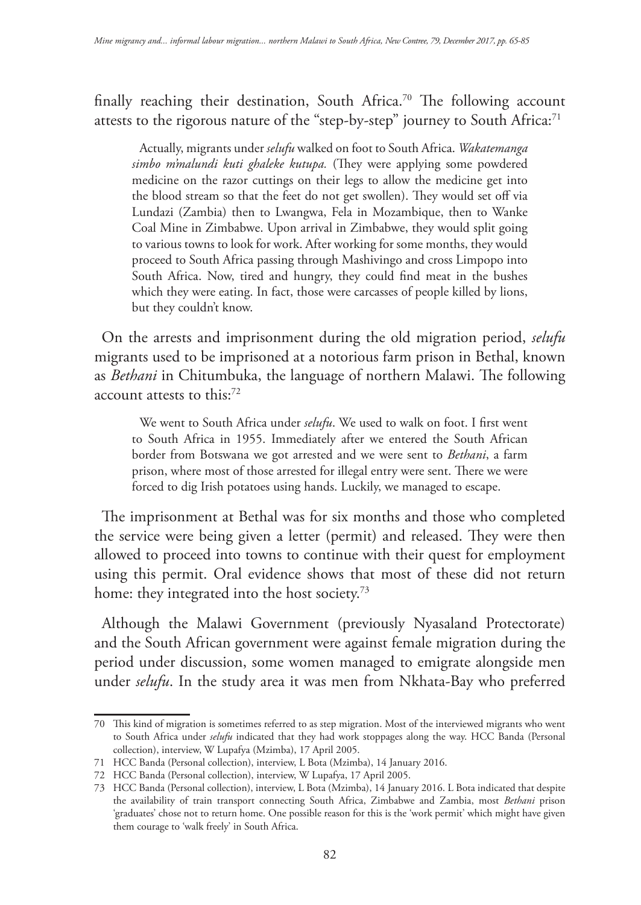finally reaching their destination, South Africa.[70] The following account attests to the rigorous nature of the "step-by-step" journey to South Africa:[71]

> Actually, migrants under *selufu* walked on foot to South Africa. *Wakatemanga simbo m'malundi kuti ghaleke kutupa.* (They were applying some powdered medicine on the razor cuttings on their legs to allow the medicine get into the blood stream so that the feet do not get swollen). They would set off via Lundazi (Zambia) then to Lwangwa, Fela in Mozambique, then to Wanke Coal Mine in Zimbabwe. Upon arrival in Zimbabwe, they would split going to various towns to look for work. After working for some months, they would proceed to South Africa passing through Mashivingo and cross Limpopo into South Africa. Now, tired and hungry, they could find meat in the bushes which they were eating. In fact, those were carcasses of people killed by lions, but they couldn't know.

On the arrests and imprisonment during the old migration period, *selufu* migrants used to be imprisoned at a notorious farm prison in Bethal, known as *Bethani* in Chitumbuka, the language of northern Malawi. The following account attests to this:[72]

> We went to South Africa under *selufu*. We used to walk on foot. I first went to South Africa in 1955. Immediately after we entered the South African border from Botswana we got arrested and we were sent to *Bethani*, a farm prison, where most of those arrested for illegal entry were sent. There we were forced to dig Irish potatoes using hands. Luckily, we managed to escape.

The imprisonment at Bethal was for six months and those who completed the service were being given a letter (permit) and released. They were then allowed to proceed into towns to continue with their quest for employment using this permit. Oral evidence shows that most of these did not return home: they integrated into the host society.[73]

Although the Malawi Government (previously Nyasaland Protectorate) and the South African government were against female migration during the period under discussion, some women managed to emigrate alongside men under *selufu*. In the study area it was men from Nkhata-Bay who preferred

---

70 This kind of migration is sometimes referred to as step migration. Most of the interviewed migrants who went to South Africa under *selufu* indicated that they had work stoppages along the way. HCC Banda (Personal collection), interview, W Lupafya (Mzimba), 17 April 2005.

71 HCC Banda (Personal collection), interview, L Bota (Mzimba), 14 January 2016.

72 HCC Banda (Personal collection), interview, W Lupafya, 17 April 2005.

73 HCC Banda (Personal collection), interview, L Bota (Mzimba), 14 January 2016. L Bota indicated that despite the availability of train transport connecting South Africa, Zimbabwe and Zambia, most *Bethani* prison 'graduates' chose not to return home. One possible reason for this is the 'work permit' which might have given them courage to 'walk freely' in South Africa.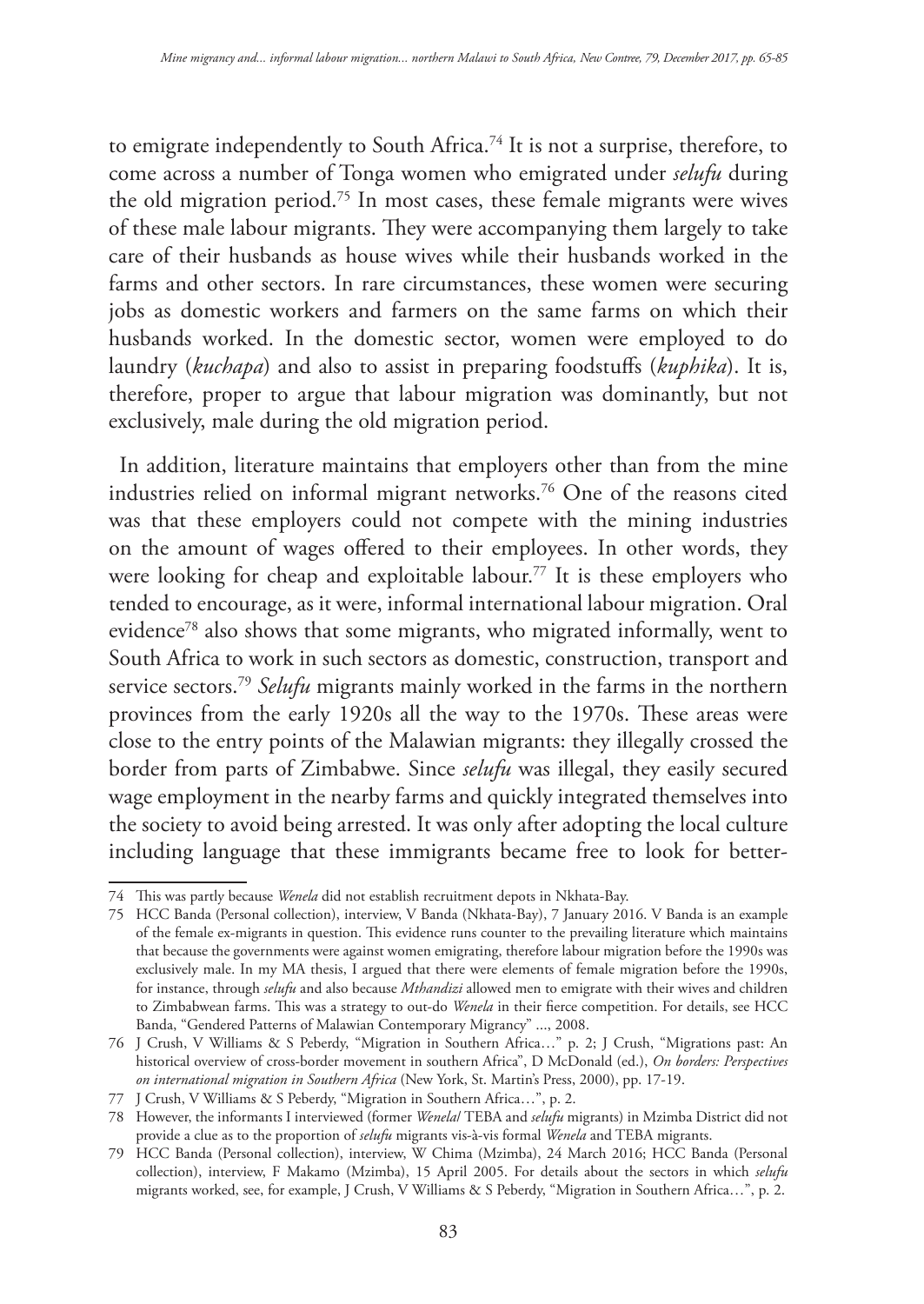to emigrate independently to South Africa.[74] It is not a surprise, therefore, to come across a number of Tonga women who emigrated under *selufu* during the old migration period.[75] In most cases, these female migrants were wives of these male labour migrants. They were accompanying them largely to take care of their husbands as house wives while their husbands worked in the farms and other sectors. In rare circumstances, these women were securing jobs as domestic workers and farmers on the same farms on which their husbands worked. In the domestic sector, women were employed to do laundry (*kuchapa*) and also to assist in preparing foodstuffs (*kuphika*). It is, therefore, proper to argue that labour migration was dominantly, but not exclusively, male during the old migration period.

In addition, literature maintains that employers other than from the mine industries relied on informal migrant networks.[76] One of the reasons cited was that these employers could not compete with the mining industries on the amount of wages offered to their employees. In other words, they were looking for cheap and exploitable labour.[77] It is these employers who tended to encourage, as it were, informal international labour migration. Oral evidence[78] also shows that some migrants, who migrated informally, went to South Africa to work in such sectors as domestic, construction, transport and service sectors.[79] *Selufu* migrants mainly worked in the farms in the northern provinces from the early 1920s all the way to the 1970s. These areas were close to the entry points of the Malawian migrants: they illegally crossed the border from parts of Zimbabwe. Since *selufu* was illegal, they easily secured wage employment in the nearby farms and quickly integrated themselves into the society to avoid being arrested. It was only after adopting the local culture including language that these immigrants became free to look for better-

---

74 This was partly because *Wenela* did not establish recruitment depots in Nkhata-Bay.

75 HCC Banda (Personal collection), interview, V Banda (Nkhata-Bay), 7 January 2016. V Banda is an example of the female ex-migrants in question. This evidence runs counter to the prevailing literature which maintains that because the governments were against women emigrating, therefore labour migration before the 1990s was exclusively male. In my MA thesis, I argued that there were elements of female migration before the 1990s, for instance, through *selufu* and also because *Mthandizi* allowed men to emigrate with their wives and children to Zimbabwean farms. This was a strategy to out-do *Wenela* in their fierce competition. For details, see HCC Banda, "Gendered Patterns of Malawian Contemporary Migrancy" ..., 2008.

76 J Crush, V Williams & S Peberdy, "Migration in Southern Africa…" p. 2; J Crush, "Migrations past: An historical overview of cross-border movement in southern Africa", D McDonald (ed.), *On borders: Perspectives on international migration in Southern Africa* (New York, St. Martin's Press, 2000), pp. 17-19.

77 J Crush, V Williams & S Peberdy, "Migration in Southern Africa…", p. 2.

78 However, the informants I interviewed (former *Wenela*/ TEBA and *selufu* migrants) in Mzimba District did not provide a clue as to the proportion of *selufu* migrants vis-à-vis formal *Wenela* and TEBA migrants.

79 HCC Banda (Personal collection), interview, W Chima (Mzimba), 24 March 2016; HCC Banda (Personal collection), interview, F Makamo (Mzimba), 15 April 2005. For details about the sectors in which *selufu* migrants worked, see, for example, J Crush, V Williams & S Peberdy, "Migration in Southern Africa…", p. 2.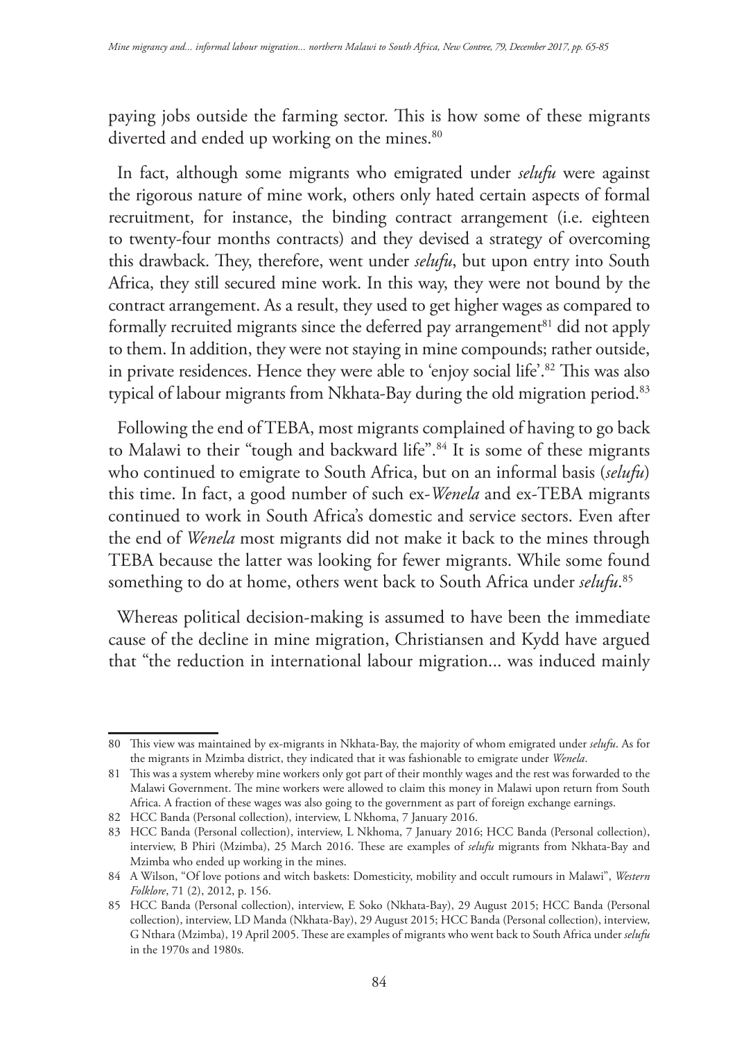paying jobs outside the farming sector. This is how some of these migrants diverted and ended up working on the mines.[80]

In fact, although some migrants who emigrated under *selufu* were against the rigorous nature of mine work, others only hated certain aspects of formal recruitment, for instance, the binding contract arrangement (i.e. eighteen to twenty-four months contracts) and they devised a strategy of overcoming this drawback. They, therefore, went under *selufu*, but upon entry into South Africa, they still secured mine work. In this way, they were not bound by the contract arrangement. As a result, they used to get higher wages as compared to formally recruited migrants since the deferred pay arrangement[81] did not apply to them. In addition, they were not staying in mine compounds; rather outside, in private residences. Hence they were able to 'enjoy social life'.[82] This was also typical of labour migrants from Nkhata-Bay during the old migration period.[83]

Following the end of TEBA, most migrants complained of having to go back to Malawi to their "tough and backward life".[84] It is some of these migrants who continued to emigrate to South Africa, but on an informal basis (*selufu*) this time. In fact, a good number of such ex-*Wenela* and ex-TEBA migrants continued to work in South Africa's domestic and service sectors. Even after the end of *Wenela* most migrants did not make it back to the mines through TEBA because the latter was looking for fewer migrants. While some found something to do at home, others went back to South Africa under *selufu*.[85]

Whereas political decision-making is assumed to have been the immediate cause of the decline in mine migration, Christiansen and Kydd have argued that "the reduction in international labour migration... was induced mainly

---

80 This view was maintained by ex-migrants in Nkhata-Bay, the majority of whom emigrated under *selufu*. As for the migrants in Mzimba district, they indicated that it was fashionable to emigrate under *Wenela*.

81 This was a system whereby mine workers only got part of their monthly wages and the rest was forwarded to the Malawi Government. The mine workers were allowed to claim this money in Malawi upon return from South Africa. A fraction of these wages was also going to the government as part of foreign exchange earnings.

82 HCC Banda (Personal collection), interview, L Nkhoma, 7 January 2016.

83 HCC Banda (Personal collection), interview, L Nkhoma, 7 January 2016; HCC Banda (Personal collection), interview, B Phiri (Mzimba), 25 March 2016. These are examples of *selufu* migrants from Nkhata-Bay and Mzimba who ended up working in the mines.

84 A Wilson, "Of love potions and witch baskets: Domesticity, mobility and occult rumours in Malawi", *Western Folklore*, 71 (2), 2012, p. 156.

85 HCC Banda (Personal collection), interview, E Soko (Nkhata-Bay), 29 August 2015; HCC Banda (Personal collection), interview, LD Manda (Nkhata-Bay), 29 August 2015; HCC Banda (Personal collection), interview, G Nthara (Mzimba), 19 April 2005. These are examples of migrants who went back to South Africa under *selufu* in the 1970s and 1980s.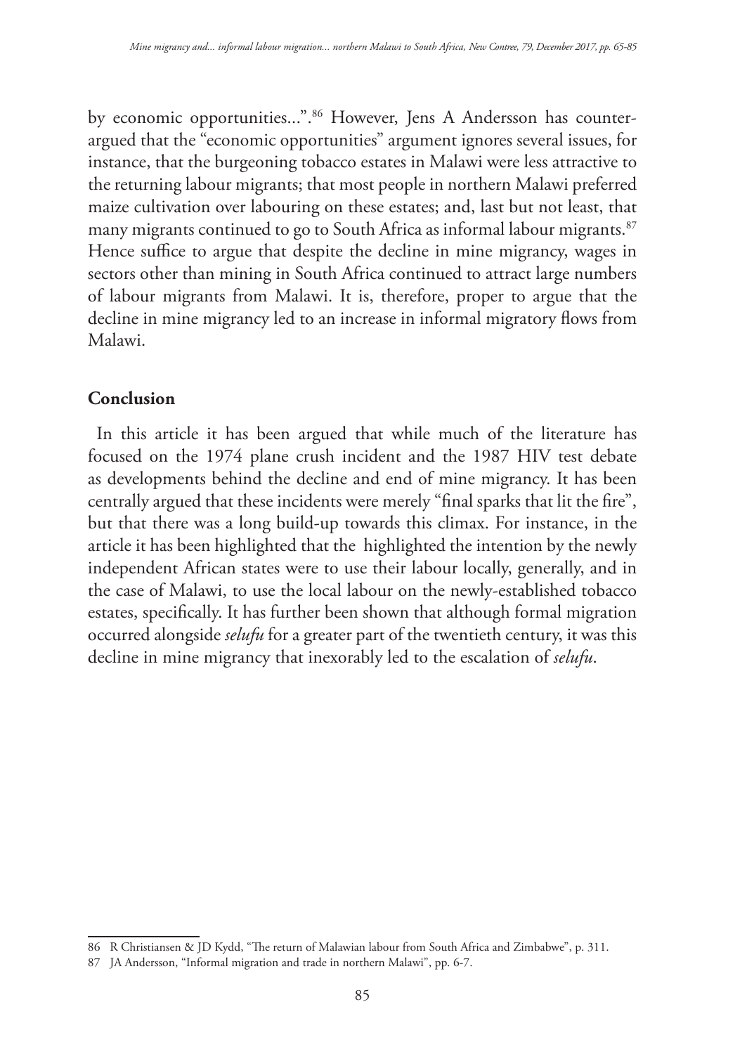by economic opportunities...".[86] However, Jens A Andersson has counter-argued that the "economic opportunities" argument ignores several issues, for instance, that the burgeoning tobacco estates in Malawi were less attractive to the returning labour migrants; that most people in northern Malawi preferred maize cultivation over labouring on these estates; and, last but not least, that many migrants continued to go to South Africa as informal labour migrants.[87] Hence suffice to argue that despite the decline in mine migrancy, wages in sectors other than mining in South Africa continued to attract large numbers of labour migrants from Malawi. It is, therefore, proper to argue that the decline in mine migrancy led to an increase in informal migratory flows from Malawi.

## Conclusion

In this article it has been argued that while much of the literature has focused on the 1974 plane crush incident and the 1987 HIV test debate as developments behind the decline and end of mine migrancy. It has been centrally argued that these incidents were merely "final sparks that lit the fire", but that there was a long build-up towards this climax. For instance, in the article it has been highlighted that the highlighted the intention by the newly independent African states were to use their labour locally, generally, and in the case of Malawi, to use the local labour on the newly-established tobacco estates, specifically. It has further been shown that although formal migration occurred alongside *selufu* for a greater part of the twentieth century, it was this decline in mine migrancy that inexorably led to the escalation of *selufu*.

---

86 R Christiansen & JD Kydd, "The return of Malawian labour from South Africa and Zimbabwe", p. 311.

87 JA Andersson, "Informal migration and trade in northern Malawi", pp. 6-7.